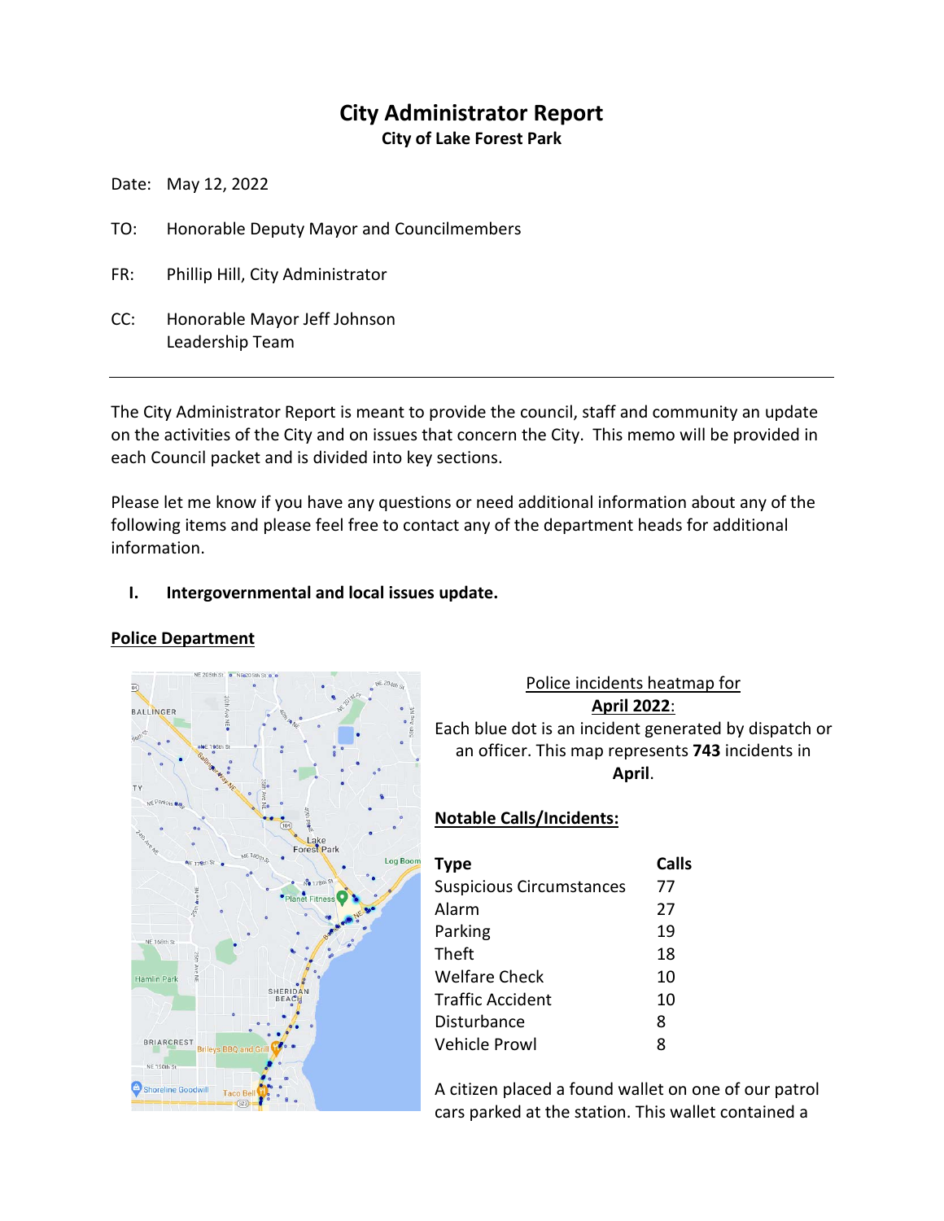# City Administrator Report

## City of Lake Forest Park

Date: May 12, 2022

TO: Honorable Deputy Mayor and Councilmembers

FR: Phillip Hill, City Administrator

CC: Honorable Mayor Jeff Johnson
Leadership Team

---

The City Administrator Report is meant to provide the council, staff and community an update on the activities of the City and on issues that concern the City. This memo will be provided in each Council packet and is divided into key sections.

Please let me know if you have any questions or need additional information about any of the following items and please feel free to contact any of the department heads for additional information.

## I. Intergovernmental and local issues update.

### Police Department

Police incidents heatmap for **April 2022**:

Each blue dot is an incident generated by dispatch or an officer. This map represents **743** incidents in **April**.

**Notable Calls/Incidents:**

| Type | Calls |
| --- | --- |
| Suspicious Circumstances | 77 |
| Alarm | 27 |
| Parking | 19 |
| Theft | 18 |
| Welfare Check | 10 |
| Traffic Accident | 10 |
| Disturbance | 8 |
| Vehicle Prowl | 8 |

A citizen placed a found wallet on one of our patrol cars parked at the station. This wallet contained a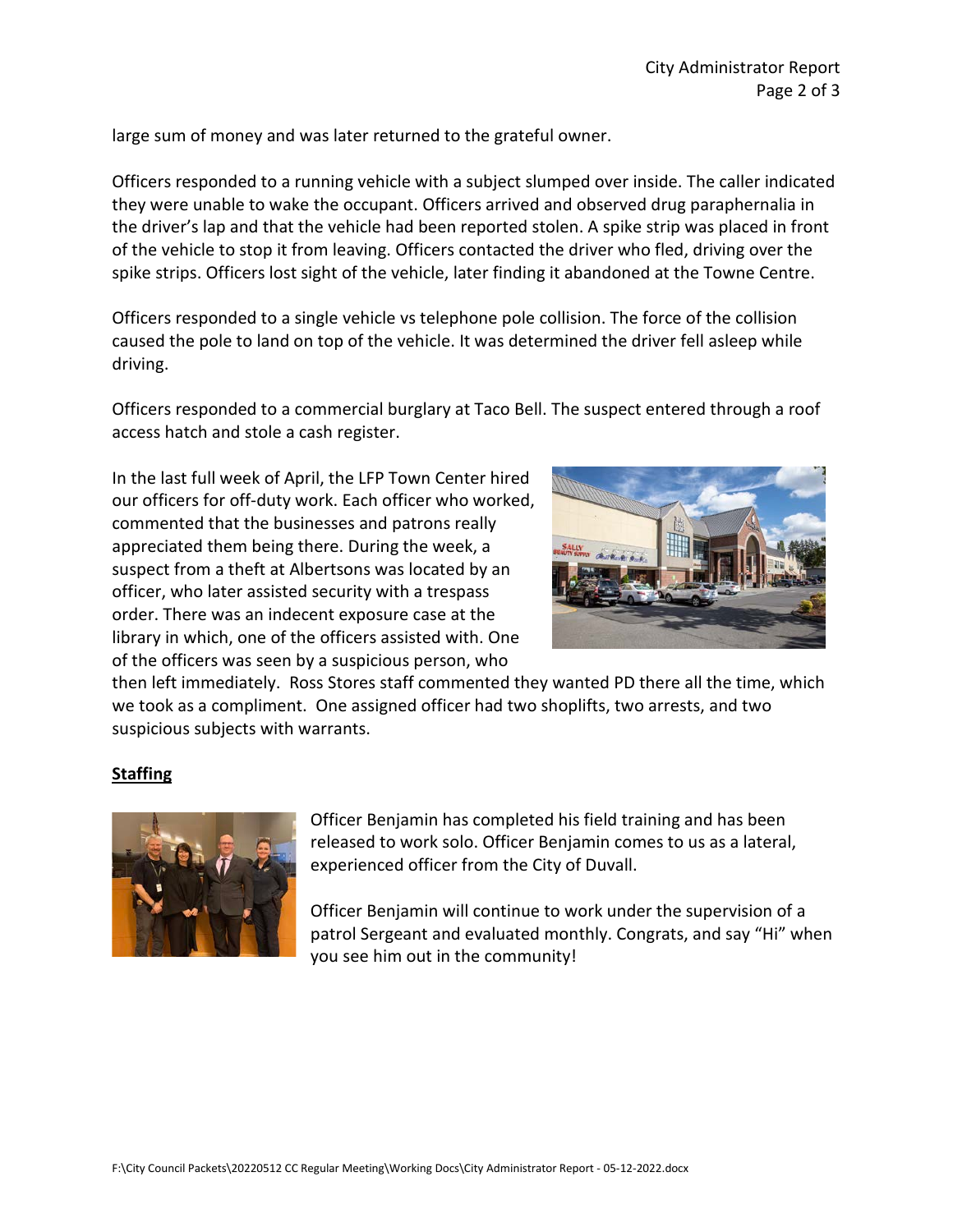large sum of money and was later returned to the grateful owner.

Officers responded to a running vehicle with a subject slumped over inside. The caller indicated they were unable to wake the occupant. Officers arrived and observed drug paraphernalia in the driver's lap and that the vehicle had been reported stolen. A spike strip was placed in front of the vehicle to stop it from leaving. Officers contacted the driver who fled, driving over the spike strips. Officers lost sight of the vehicle, later finding it abandoned at the Towne Centre.

Officers responded to a single vehicle vs telephone pole collision. The force of the collision caused the pole to land on top of the vehicle. It was determined the driver fell asleep while driving.

Officers responded to a commercial burglary at Taco Bell. The suspect entered through a roof access hatch and stole a cash register.

In the last full week of April, the LFP Town Center hired our officers for off-duty work. Each officer who worked, commented that the businesses and patrons really appreciated them being there. During the week, a suspect from a theft at Albertsons was located by an officer, who later assisted security with a trespass order. There was an indecent exposure case at the library in which, one of the officers assisted with. One of the officers was seen by a suspicious person, who then left immediately. Ross Stores staff commented they wanted PD there all the time, which we took as a compliment. One assigned officer had two shoplifts, two arrests, and two suspicious subjects with warrants.

**Staffing**

Officer Benjamin has completed his field training and has been released to work solo. Officer Benjamin comes to us as a lateral, experienced officer from the City of Duvall.

Officer Benjamin will continue to work under the supervision of a patrol Sergeant and evaluated monthly. Congrats, and say "Hi" when you see him out in the community!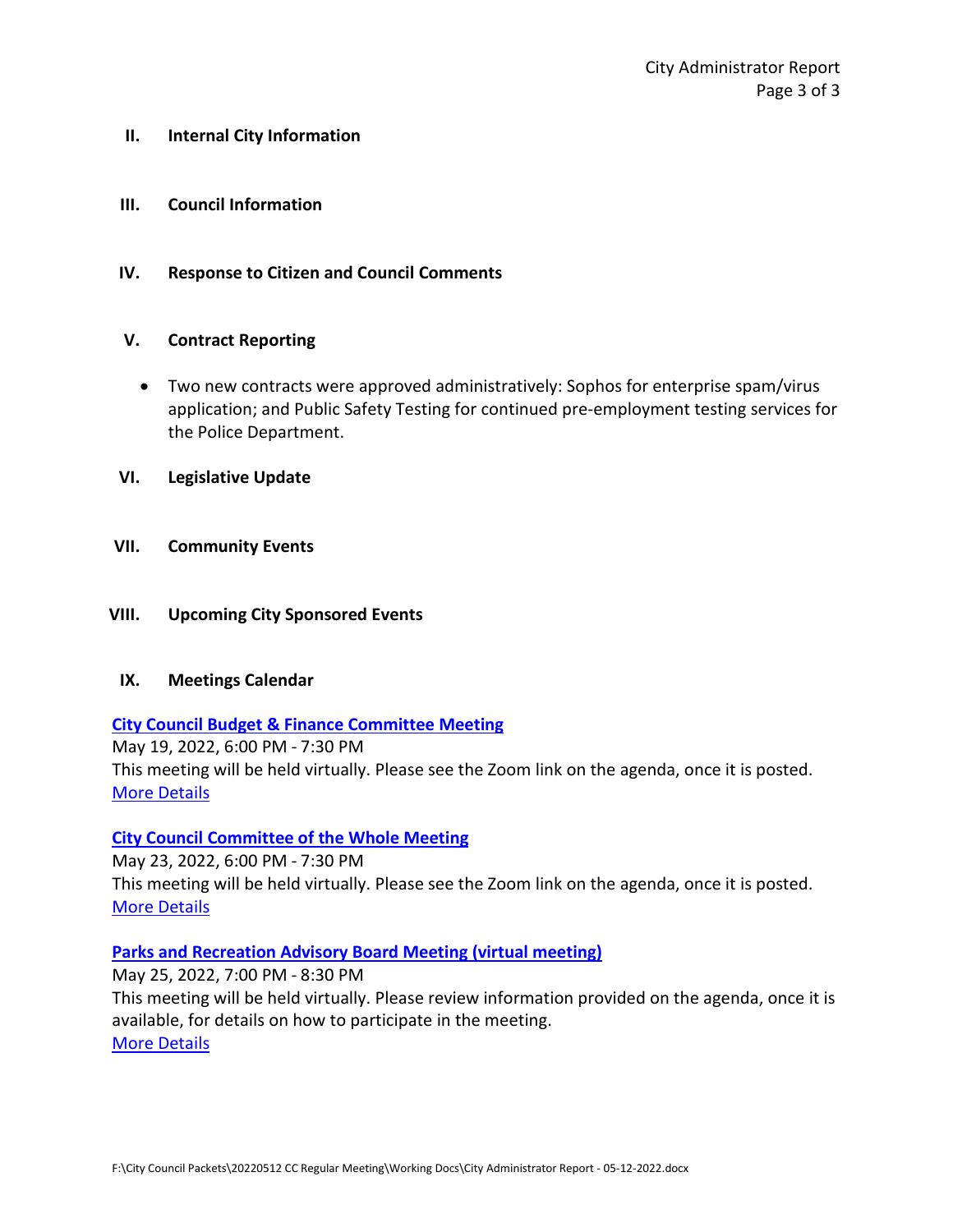## II. Internal City Information

## III. Council Information

## IV. Response to Citizen and Council Comments

## V. Contract Reporting

- Two new contracts were approved administratively: Sophos for enterprise spam/virus application; and Public Safety Testing for continued pre-employment testing services for the Police Department.

## VI. Legislative Update

## VII. Community Events

## VIII. Upcoming City Sponsored Events

## IX. Meetings Calendar

**City Council Budget & Finance Committee Meeting**
May 19, 2022, 6:00 PM - 7:30 PM
This meeting will be held virtually. Please see the Zoom link on the agenda, once it is posted.
More Details

**City Council Committee of the Whole Meeting**
May 23, 2022, 6:00 PM - 7:30 PM
This meeting will be held virtually. Please see the Zoom link on the agenda, once it is posted.
More Details

**Parks and Recreation Advisory Board Meeting (virtual meeting)**
May 25, 2022, 7:00 PM - 8:30 PM
This meeting will be held virtually. Please review information provided on the agenda, once it is available, for details on how to participate in the meeting.
More Details

F:\City Council Packets\20220512 CC Regular Meeting\Working Docs\City Administrator Report - 05-12-2022.docx